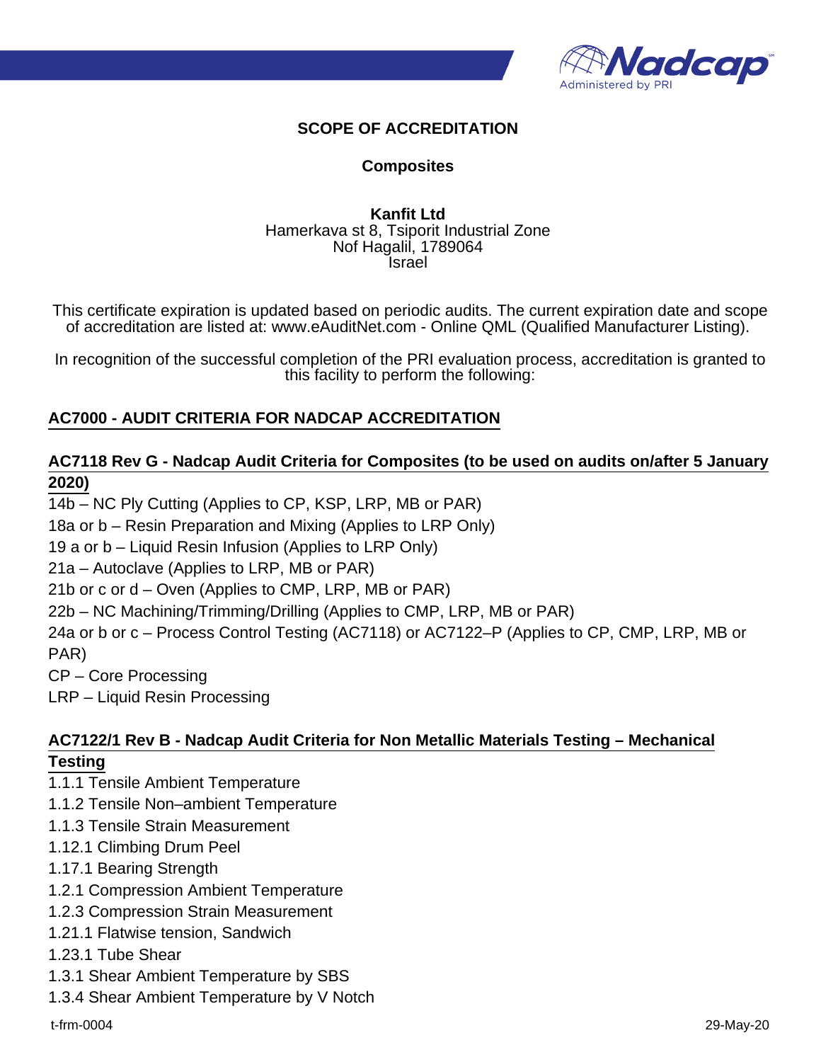## SCOPE OF ACCREDITATION

### Composites

**Kanfit Ltd**
Hamerkava st 8, Tsiporit Industrial Zone
Nof Hagalil, 1789064
Israel

This certificate expiration is updated based on periodic audits. The current expiration date and scope of accreditation are listed at: www.eAuditNet.com - Online QML (Qualified Manufacturer Listing).

In recognition of the successful completion of the PRI evaluation process, accreditation is granted to this facility to perform the following:

### AC7000 - AUDIT CRITERIA FOR NADCAP ACCREDITATION

### AC7118 Rev G - Nadcap Audit Criteria for Composites (to be used on audits on/after 5 January 2020)

14b – NC Ply Cutting (Applies to CP, KSP, LRP, MB or PAR)
18a or b – Resin Preparation and Mixing (Applies to LRP Only)
19 a or b – Liquid Resin Infusion (Applies to LRP Only)
21a – Autoclave (Applies to LRP, MB or PAR)
21b or c or d – Oven (Applies to CMP, LRP, MB or PAR)
22b – NC Machining/Trimming/Drilling (Applies to CMP, LRP, MB or PAR)
24a or b or c – Process Control Testing (AC7118) or AC7122–P (Applies to CP, CMP, LRP, MB or PAR)
CP – Core Processing
LRP – Liquid Resin Processing

### AC7122/1 Rev B - Nadcap Audit Criteria for Non Metallic Materials Testing – Mechanical Testing

1.1.1 Tensile Ambient Temperature
1.1.2 Tensile Non–ambient Temperature
1.1.3 Tensile Strain Measurement
1.12.1 Climbing Drum Peel
1.17.1 Bearing Strength
1.2.1 Compression Ambient Temperature
1.2.3 Compression Strain Measurement
1.21.1 Flatwise tension, Sandwich
1.23.1 Tube Shear
1.3.1 Shear Ambient Temperature by SBS
1.3.4 Shear Ambient Temperature by V Notch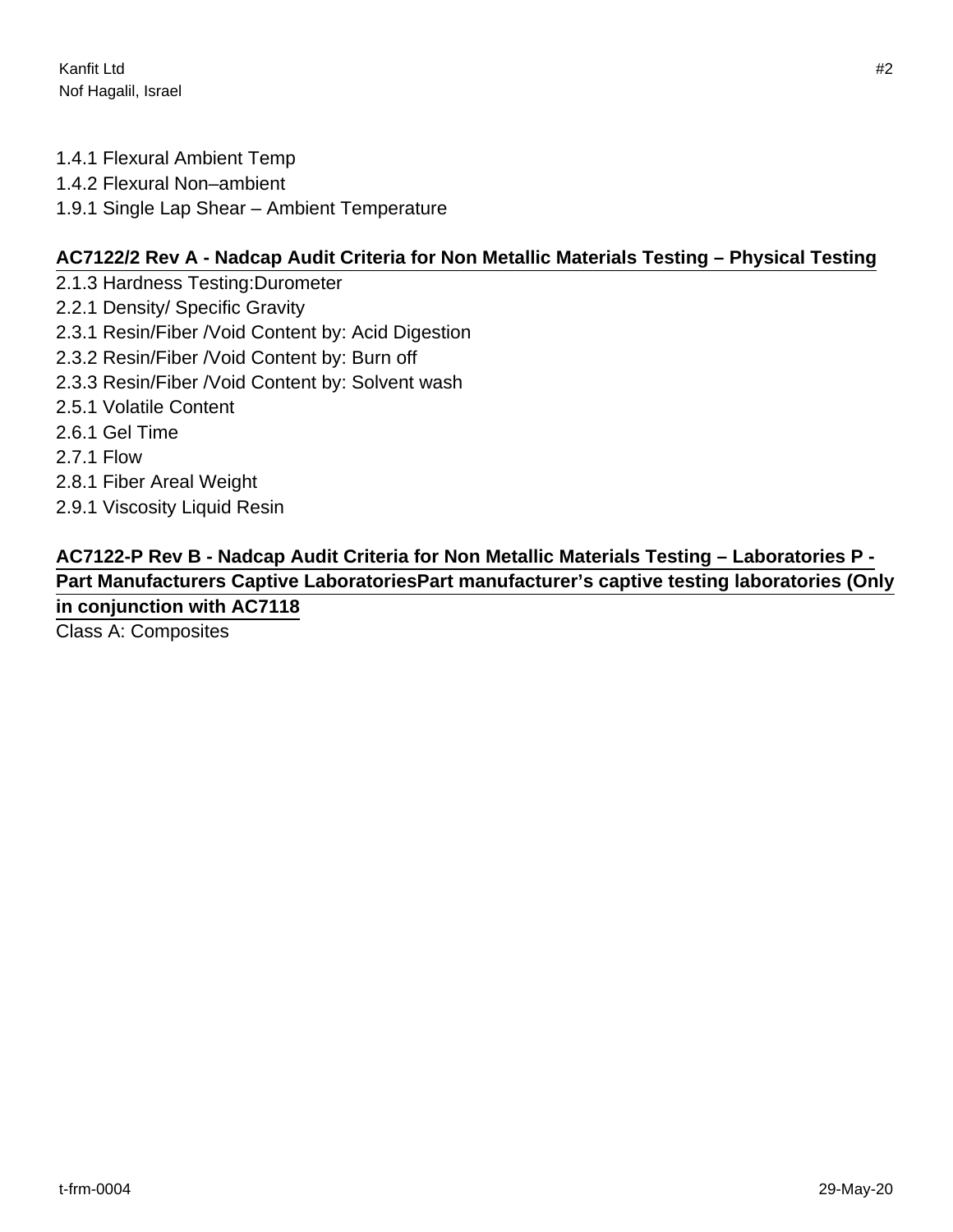1.4.1 Flexural Ambient Temp
1.4.2 Flexural Non–ambient
1.9.1 Single Lap Shear – Ambient Temperature

**AC7122/2 Rev A - Nadcap Audit Criteria for Non Metallic Materials Testing – Physical Testing**

2.1.3 Hardness Testing:Durometer
2.2.1 Density/ Specific Gravity
2.3.1 Resin/Fiber /Void Content by: Acid Digestion
2.3.2 Resin/Fiber /Void Content by: Burn off
2.3.3 Resin/Fiber /Void Content by: Solvent wash
2.5.1 Volatile Content
2.6.1 Gel Time
2.7.1 Flow
2.8.1 Fiber Areal Weight
2.9.1 Viscosity Liquid Resin

**AC7122-P Rev B - Nadcap Audit Criteria for Non Metallic Materials Testing – Laboratories P - Part Manufacturers Captive LaboratoriesPart manufacturer's captive testing laboratories (Only in conjunction with AC7118**

Class A: Composites